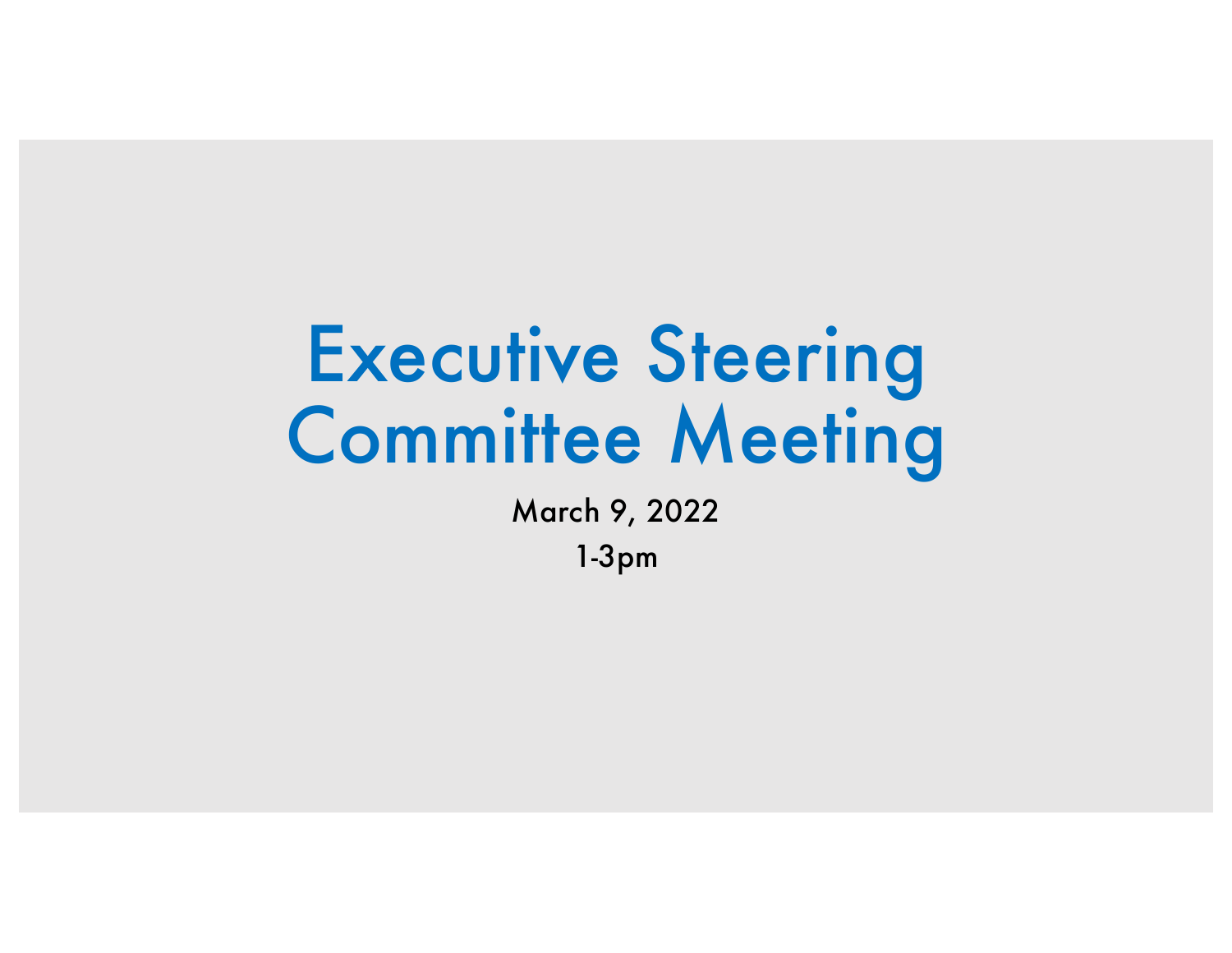# Executive Steering Committee Meeting

March 9, 2022

1-3pm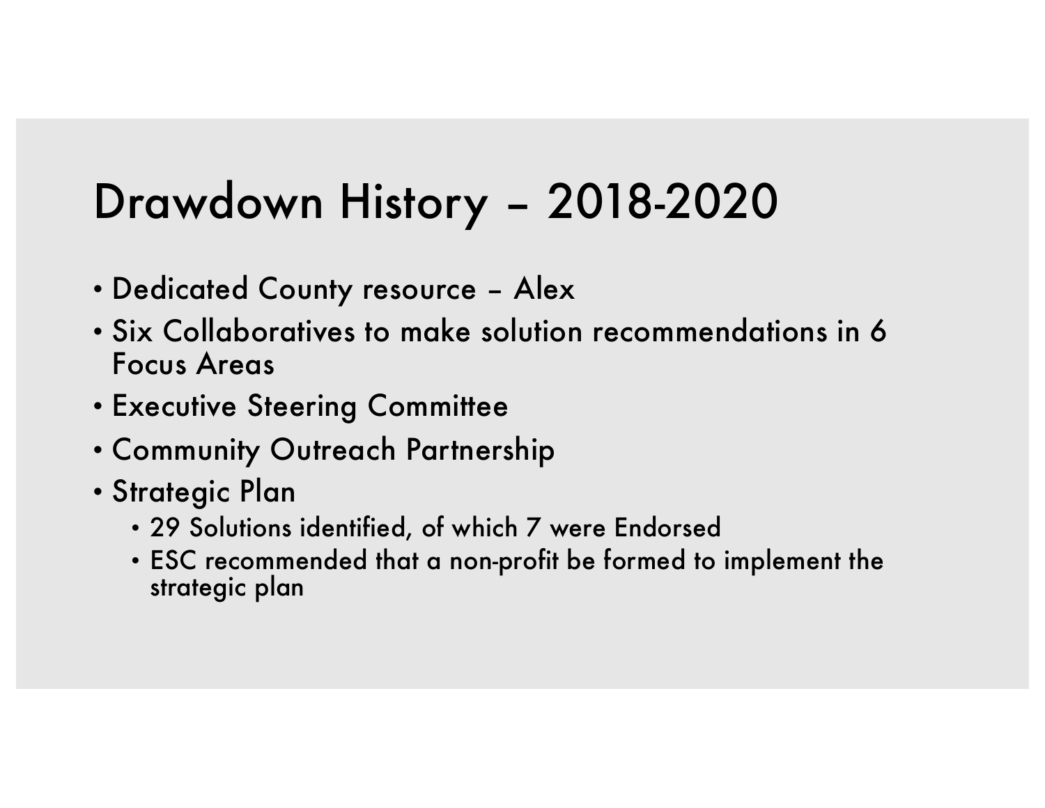# Drawdown History – 2018-2020

- Dedicated County resource – Alex
- Six Collaboratives to make solution recommendations in 6 Focus Areas
- Executive Steering Committee
- Community Outreach Partnership
- Strategic Plan
  - 29 Solutions identified, of which 7 were Endorsed
  - ESC recommended that a non-profit be formed to implement the strategic plan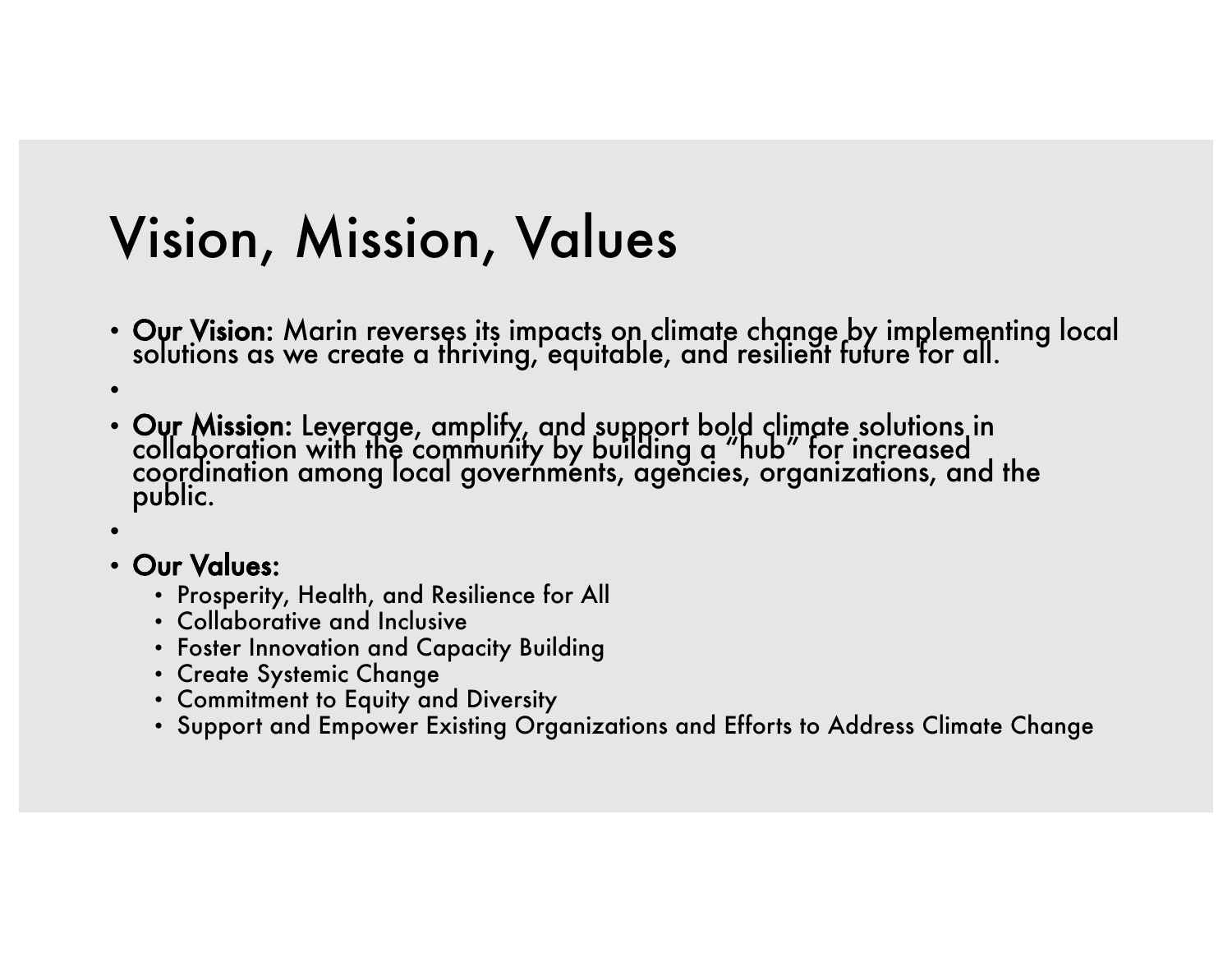# Vision, Mission, Values

- **Our Vision:** Marin reverses its impacts on climate change by implementing local solutions as we create a thriving, equitable, and resilient future for all.
- **Our Mission:** Leverage, amplify, and support bold climate solutions in collaboration with the community by building a "hub" for increased coordination among local governments, agencies, organizations, and the public.
- **Our Values:**
  - Prosperity, Health, and Resilience for All
  - Collaborative and Inclusive
  - Foster Innovation and Capacity Building
  - Create Systemic Change
  - Commitment to Equity and Diversity
  - Support and Empower Existing Organizations and Efforts to Address Climate Change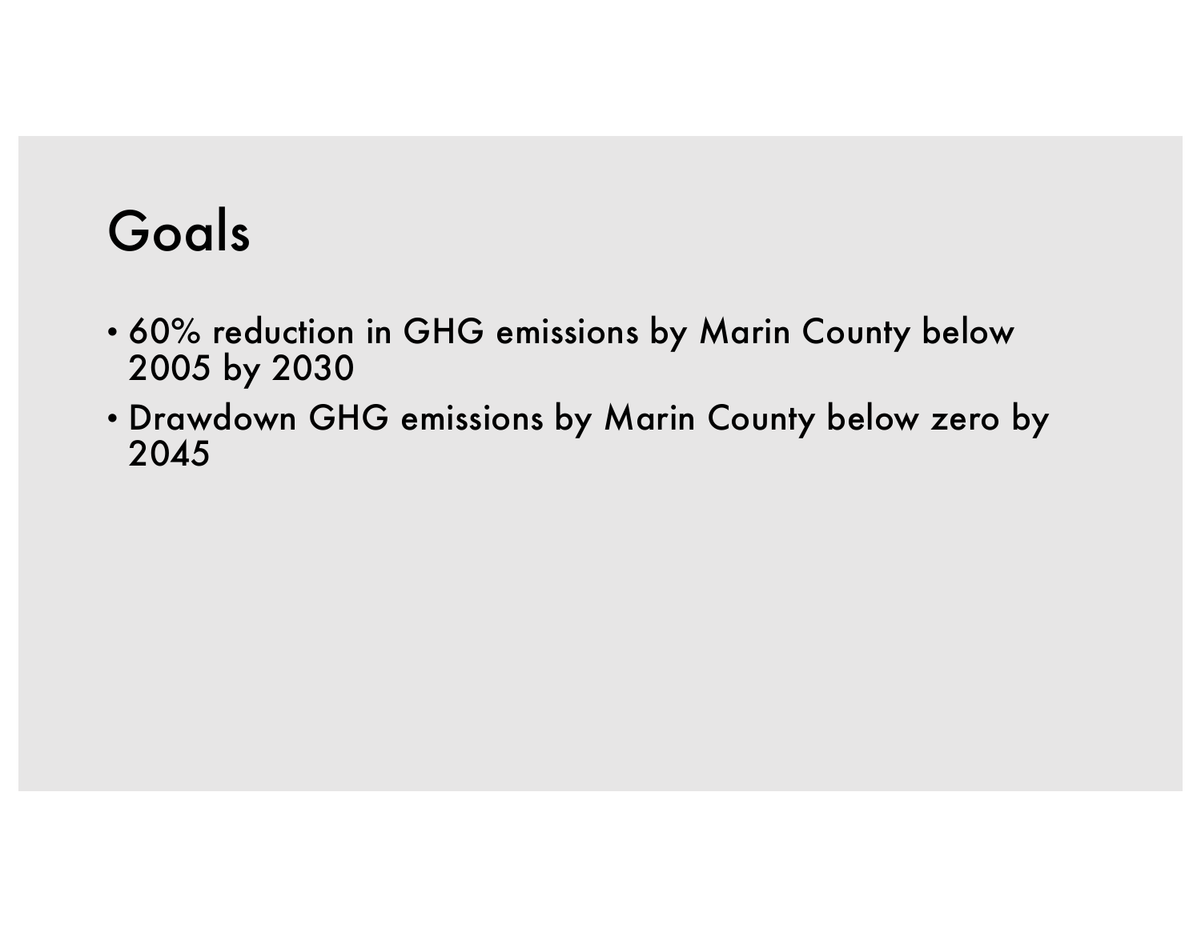# Goals

- 60% reduction in GHG emissions by Marin County below 2005 by 2030
- Drawdown GHG emissions by Marin County below zero by 2045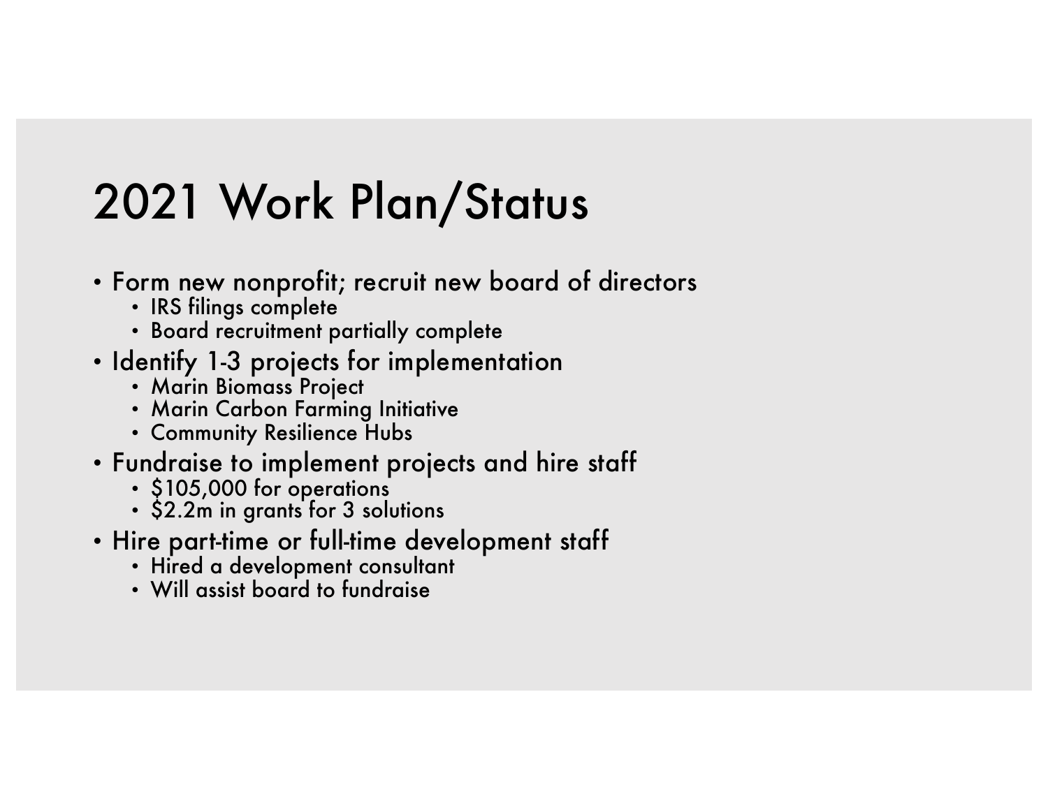# 2021 Work Plan/Status

- Form new nonprofit; recruit new board of directors
  - IRS filings complete
  - Board recruitment partially complete
- Identify 1-3 projects for implementation
  - Marin Biomass Project
  - Marin Carbon Farming Initiative
  - Community Resilience Hubs
- Fundraise to implement projects and hire staff
  - $105,000 for operations
  - $2.2m in grants for 3 solutions
- Hire part-time or full-time development staff
  - Hired a development consultant
  - Will assist board to fundraise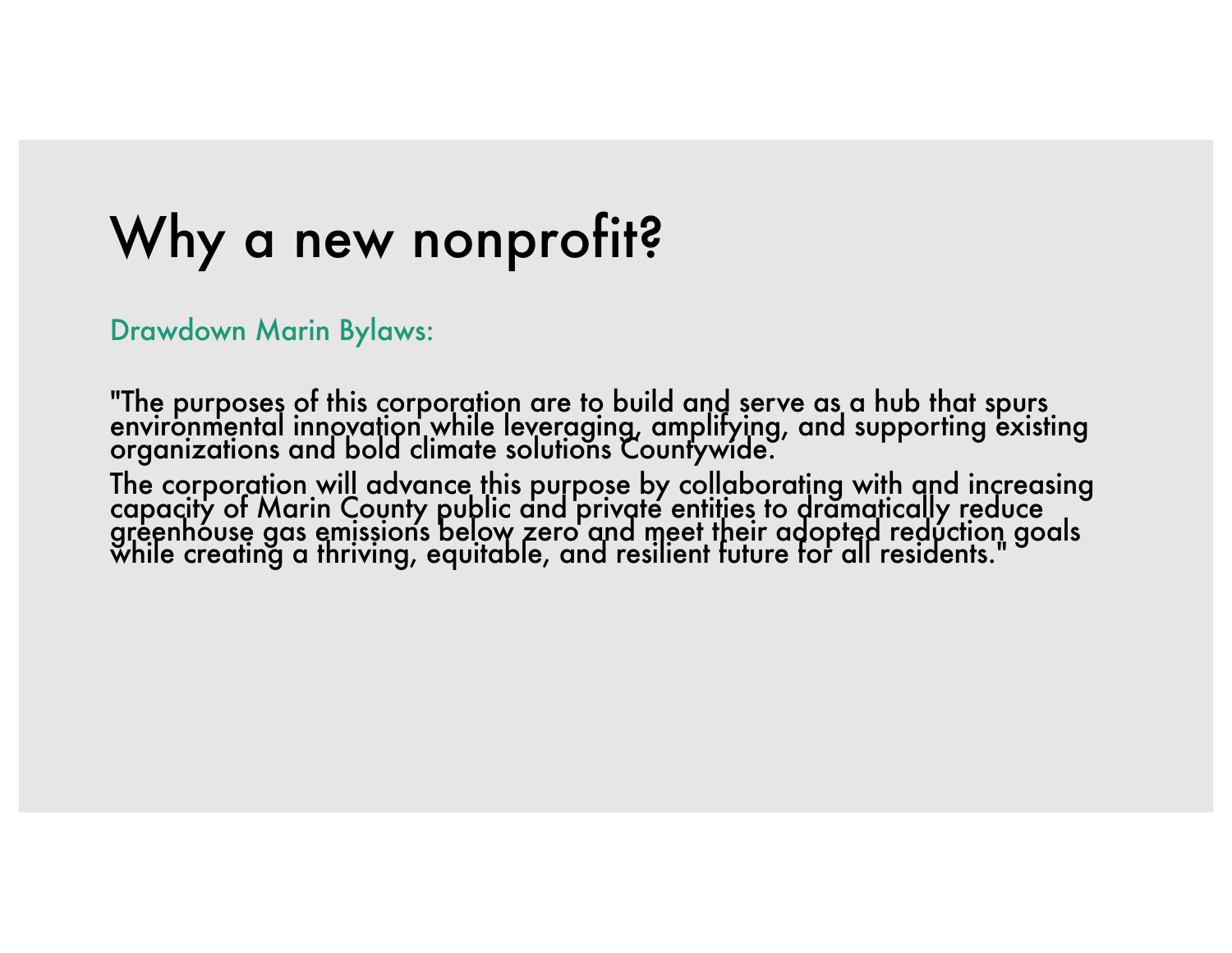# Why a new nonprofit?

Drawdown Marin Bylaws:

"The purposes of this corporation are to build and serve as a hub that spurs environmental innovation while leveraging, amplifying, and supporting existing organizations and bold climate solutions Countywide.

The corporation will advance this purpose by collaborating with and increasing capacity of Marin County public and private entities to dramatically reduce greenhouse gas emissions below zero and meet their adopted reduction goals while creating a thriving, equitable, and resilient future for all residents."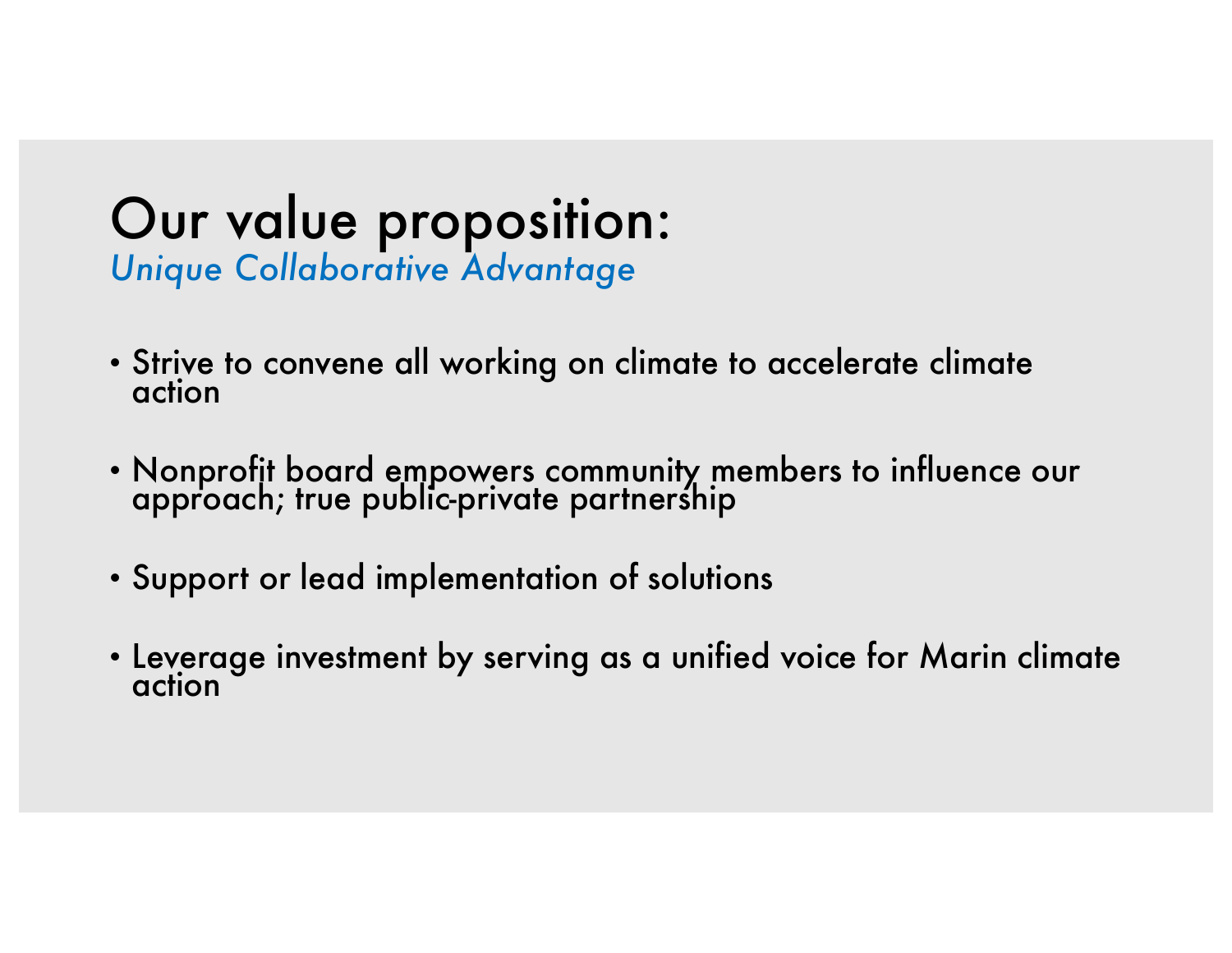# Our value proposition:

*Unique Collaborative Advantage*

- Strive to convene all working on climate to accelerate climate action
- Nonprofit board empowers community members to influence our approach; true public-private partnership
- Support or lead implementation of solutions
- Leverage investment by serving as a unified voice for Marin climate action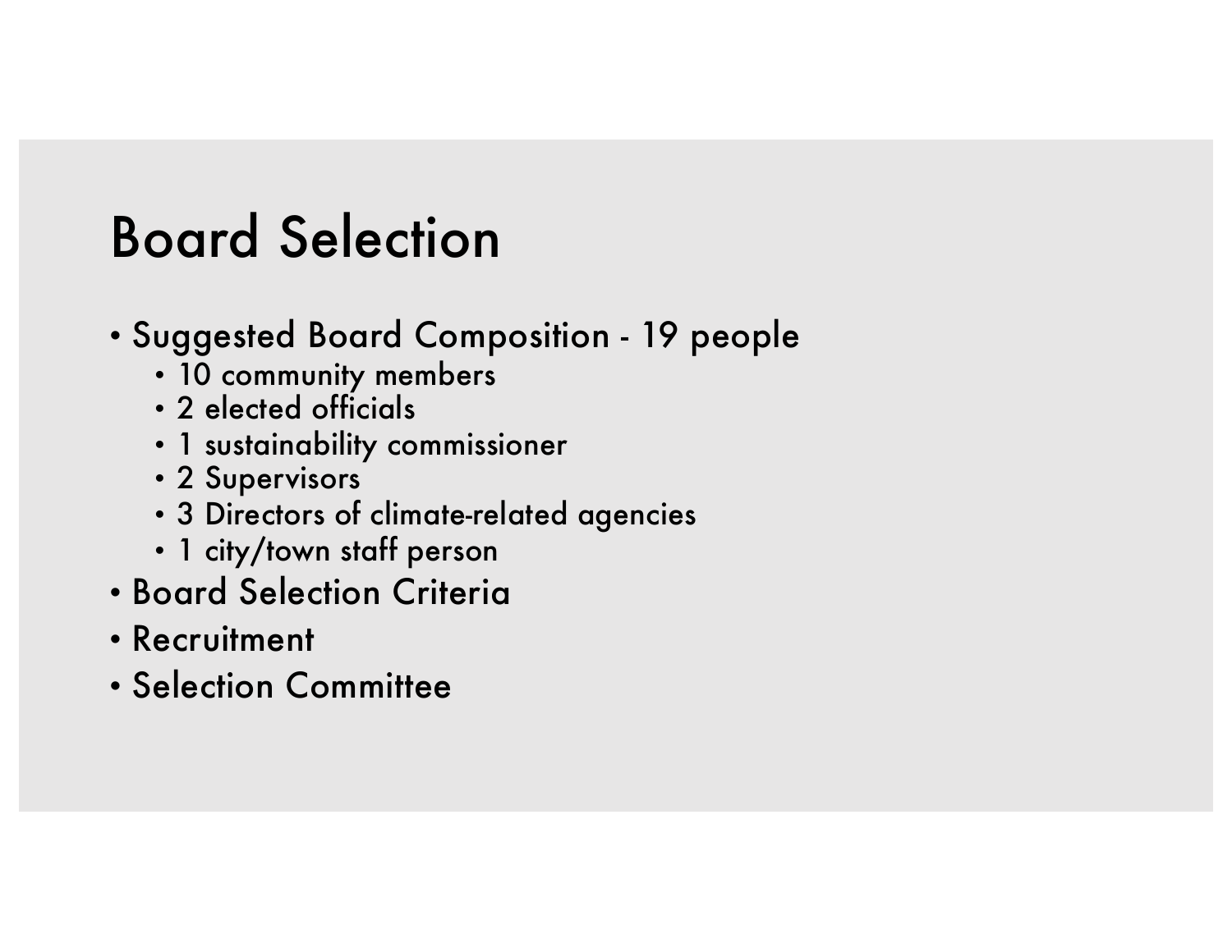# Board Selection

- Suggested Board Composition - 19 people
  - 10 community members
  - 2 elected officials
  - 1 sustainability commissioner
  - 2 Supervisors
  - 3 Directors of climate-related agencies
  - 1 city/town staff person
- Board Selection Criteria
- Recruitment
- Selection Committee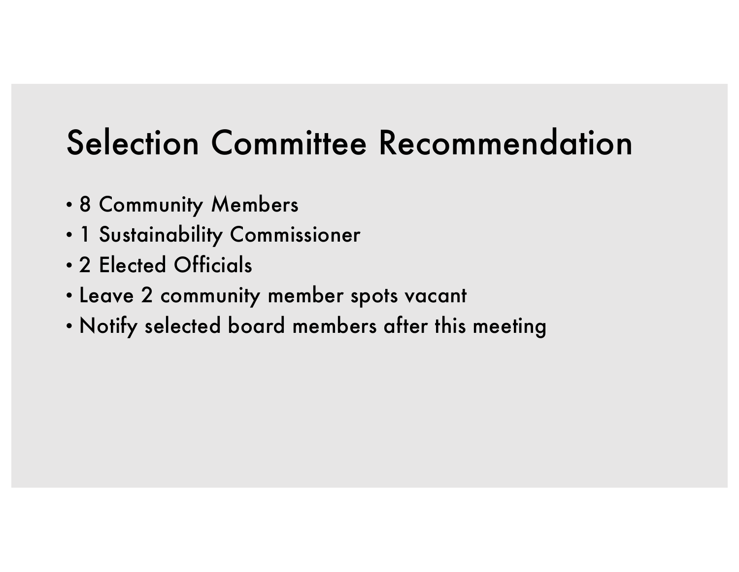# Selection Committee Recommendation

- 8 Community Members
- 1 Sustainability Commissioner
- 2 Elected Officials
- Leave 2 community member spots vacant
- Notify selected board members after this meeting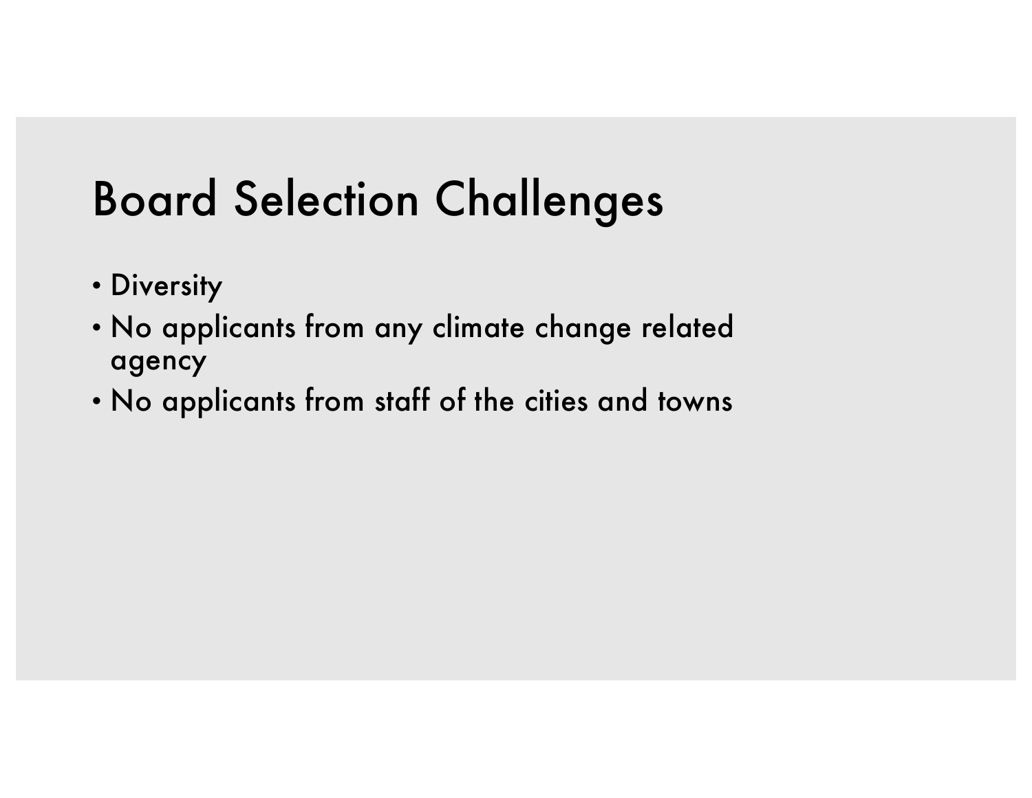# Board Selection Challenges

- Diversity
- No applicants from any climate change related agency
- No applicants from staff of the cities and towns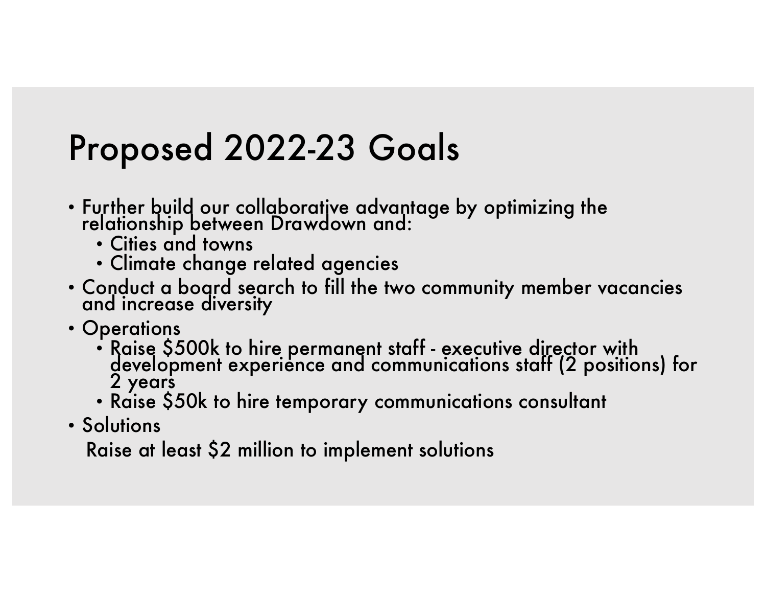# Proposed 2022-23 Goals

- Further build our collaborative advantage by optimizing the relationship between Drawdown and:
  - Cities and towns
  - Climate change related agencies
- Conduct a board search to fill the two community member vacancies and increase diversity
- Operations
  - Raise $500k to hire permanent staff - executive director with development experience and communications staff (2 positions) for 2 years
  - Raise $50k to hire temporary communications consultant
- Solutions

  Raise at least $2 million to implement solutions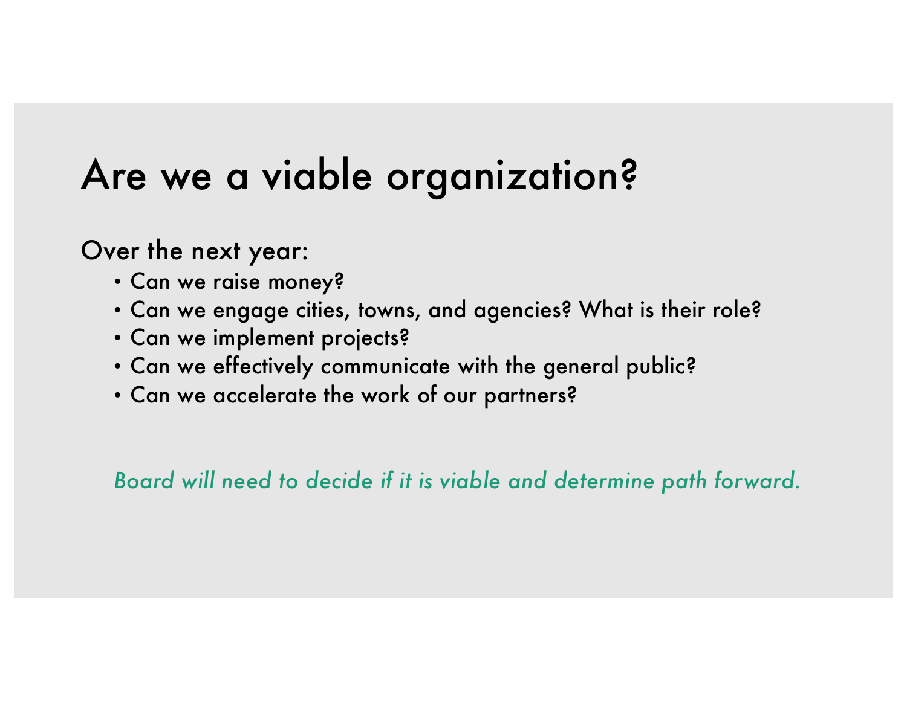# Are we a viable organization?

Over the next year:

- Can we raise money?
- Can we engage cities, towns, and agencies? What is their role?
- Can we implement projects?
- Can we effectively communicate with the general public?
- Can we accelerate the work of our partners?

*Board will need to decide if it is viable and determine path forward.*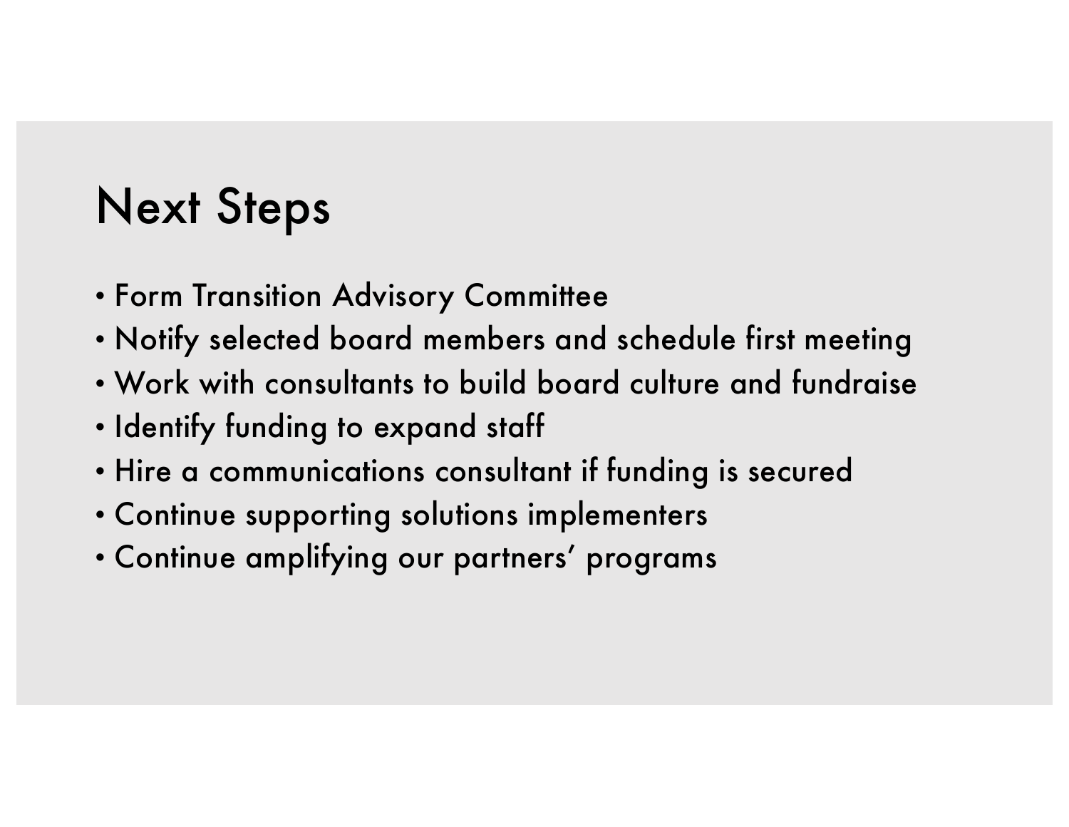# Next Steps

- Form Transition Advisory Committee
- Notify selected board members and schedule first meeting
- Work with consultants to build board culture and fundraise
- Identify funding to expand staff
- Hire a communications consultant if funding is secured
- Continue supporting solutions implementers
- Continue amplifying our partners' programs